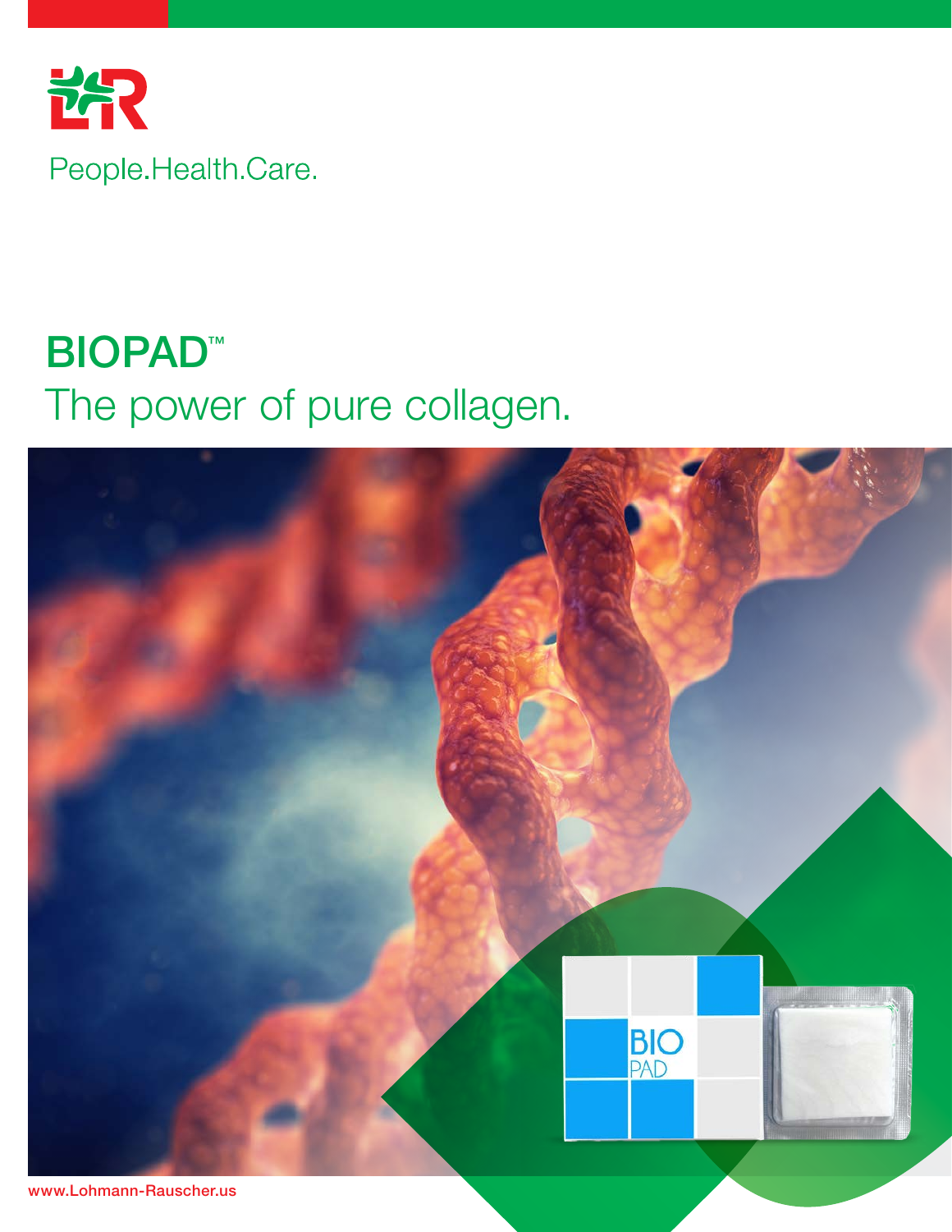People.Health.Care.

# BIOPAD™

## The power of pure collagen.

www.Lohmann-Rauscher.us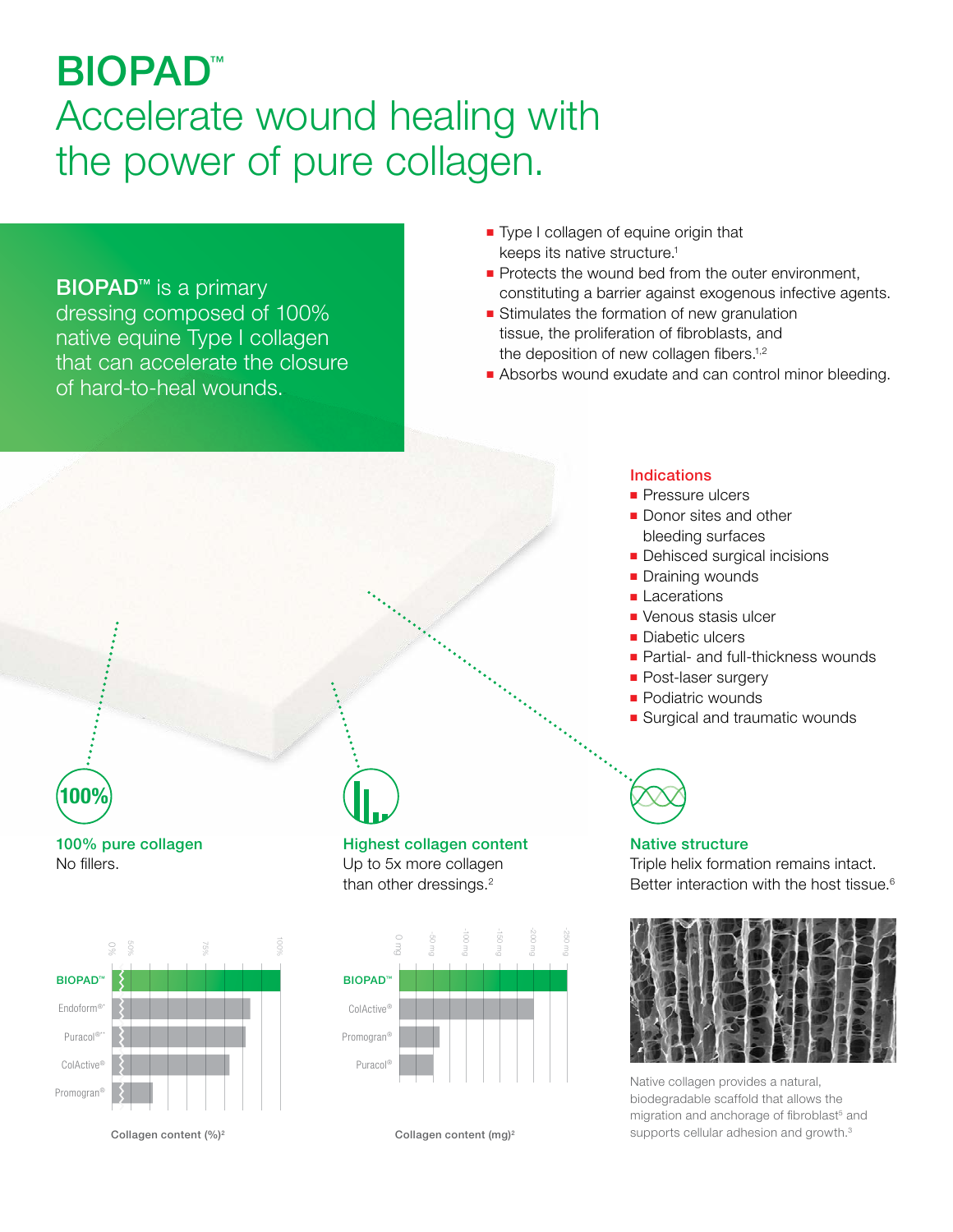# BIOPAD™

## Accelerate wound healing with the power of pure collagen.

**BIOPAD™** is a primary dressing composed of 100% native equine Type I collagen that can accelerate the closure of hard-to-heal wounds.

- Type I collagen of equine origin that keeps its native structure.[1]
- Protects the wound bed from the outer environment, constituting a barrier against exogenous infective agents.
- Stimulates the formation of new granulation tissue, the proliferation of fibroblasts, and the deposition of new collagen fibers.[1,2]
- Absorbs wound exudate and can control minor bleeding.

### Indications

- Pressure ulcers
- Donor sites and other bleeding surfaces
- Dehisced surgical incisions
- Draining wounds
- Lacerations
- Venous stasis ulcer
- Diabetic ulcers
- Partial- and full-thickness wounds
- Post-laser surgery
- Podiatric wounds
- Surgical and traumatic wounds

### 100% pure collagen

No fillers.

Chart axis: 0%, 50%, 75%, 100%

- BIOPAD™
- Endoform®*
- Puracol®**
- ColActive®
- Promogran®

Collagen content (%)[2]

### Highest collagen content

Up to 5x more collagen than other dressings.[2]

Chart axis: 0 mg, -50 mg, -100 mg, -150 mg, -200 mg, -250 mg

- BIOPAD™
- ColActive®
- Promogran®
- Puracol®

Collagen content (mg)[2]

### Native structure

Triple helix formation remains intact. Better interaction with the host tissue.[6]

Native collagen provides a natural, biodegradable scaffold that allows the migration and anchorage of fibroblast[5] and supports cellular adhesion and growth.[3]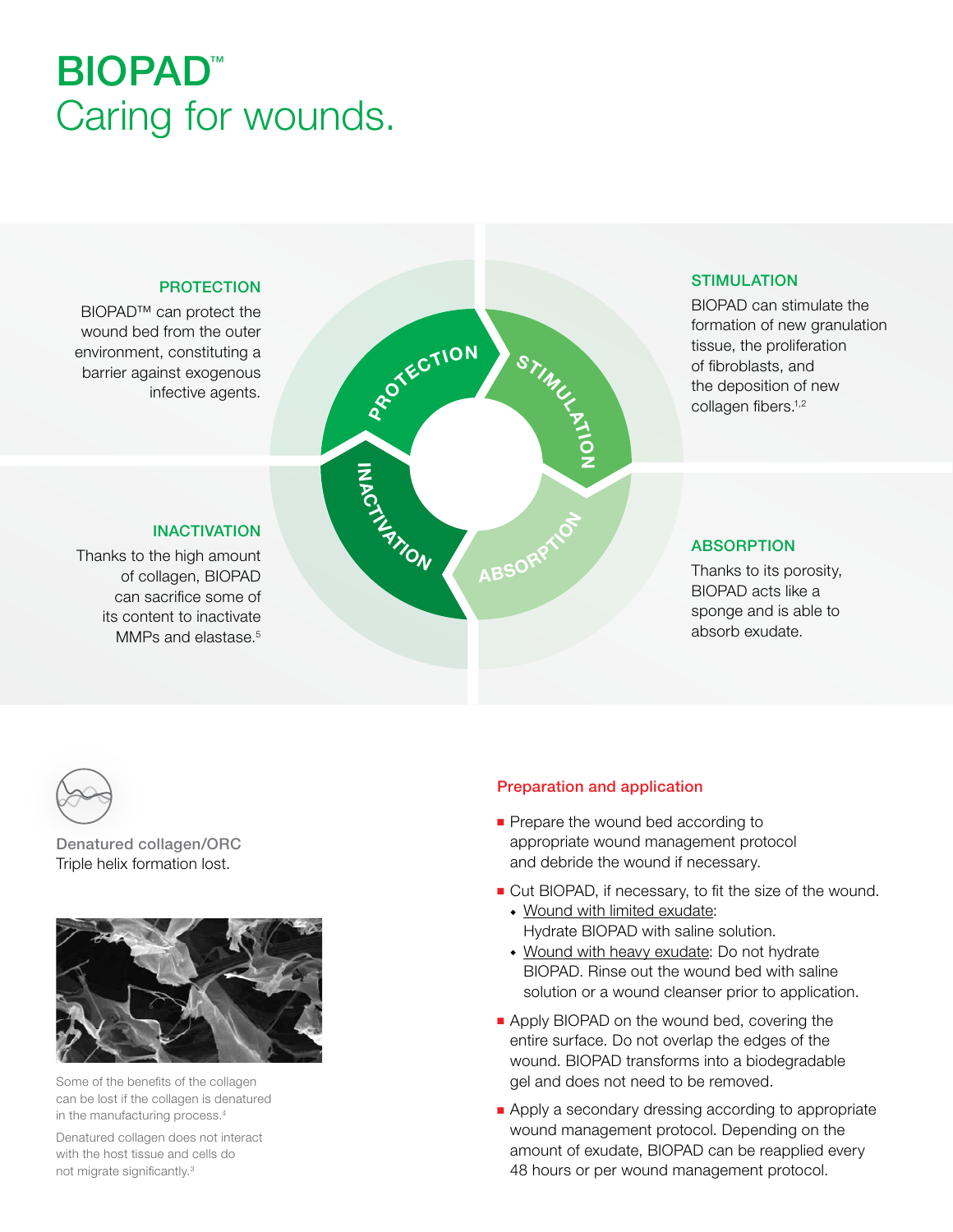# BIOPAD™
## Caring for wounds.

### PROTECTION

BIOPAD™ can protect the wound bed from the outer environment, constituting a barrier against exogenous infective agents.

### STIMULATION

BIOPAD can stimulate the formation of new granulation tissue, the proliferation of fibroblasts, and the deposition of new collagen fibers.[1,2]

### INACTIVATION

Thanks to the high amount of collagen, BIOPAD can sacrifice some of its content to inactivate MMPs and elastase.[5]

### ABSORPTION

Thanks to its porosity, BIOPAD acts like a sponge and is able to absorb exudate.

**Denatured collagen/ORC**
Triple helix formation lost.

Some of the benefits of the collagen can be lost if the collagen is denatured in the manufacturing process.[4]

Denatured collagen does not interact with the host tissue and cells do not migrate significantly.[3]

### Preparation and application

- Prepare the wound bed according to appropriate wound management protocol and debride the wound if necessary.
- Cut BIOPAD, if necessary, to fit the size of the wound.
  - Wound with limited exudate: Hydrate BIOPAD with saline solution.
  - Wound with heavy exudate: Do not hydrate BIOPAD. Rinse out the wound bed with saline solution or a wound cleanser prior to application.
- Apply BIOPAD on the wound bed, covering the entire surface. Do not overlap the edges of the wound. BIOPAD transforms into a biodegradable gel and does not need to be removed.
- Apply a secondary dressing according to appropriate wound management protocol. Depending on the amount of exudate, BIOPAD can be reapplied every 48 hours or per wound management protocol.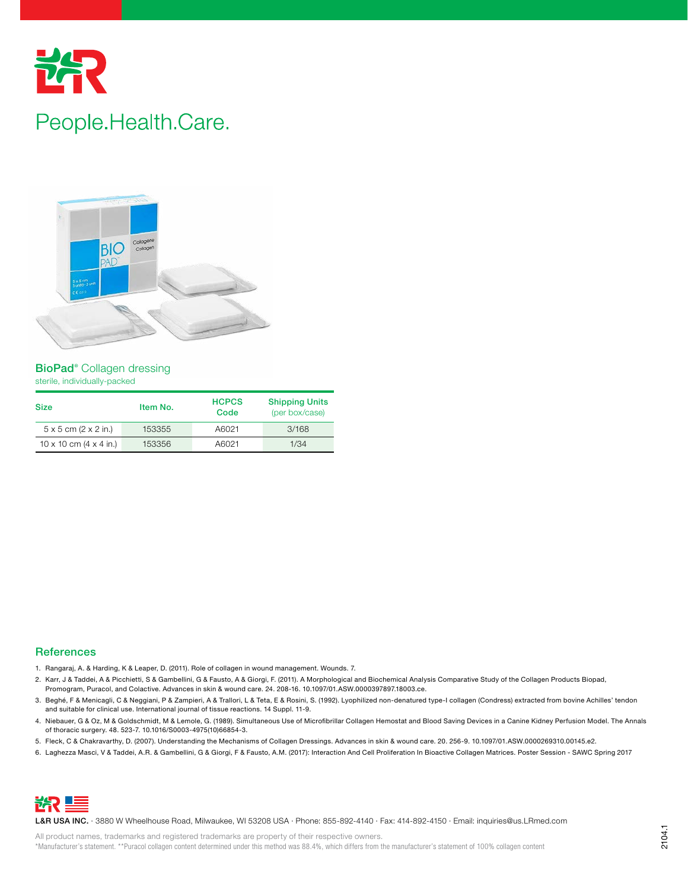People.Health.Care.

**BioPad®** Collagen dressing
sterile, individually-packed

| Size | Item No. | HCPCS Code | Shipping Units (per box/case) |
|---|---|---|---|
| 5 x 5 cm (2 x 2 in.) | 153355 | A6021 | 3/168 |
| 10 x 10 cm (4 x 4 in.) | 153356 | A6021 | 1/34 |

## References

1. Rangaraj, A. & Harding, K & Leaper, D. (2011). Role of collagen in wound management. Wounds. 7.
2. Karr, J & Taddei, A & Picchietti, S & Gambellini, G & Fausto, A & Giorgi, F. (2011). A Morphological and Biochemical Analysis Comparative Study of the Collagen Products Biopad, Promogram, Puracol, and Colactive. Advances in skin & wound care. 24. 208-16. 10.1097/01.ASW.0000397897.18003.ce.
3. Beghé, F & Menicagli, C & Neggiani, P & Zampieri, A & Trallori, L & Teta, E & Rosini, S. (1992). Lyophilized non-denatured type-I collagen (Condress) extracted from bovine Achilles' tendon and suitable for clinical use. International journal of tissue reactions. 14 Suppl. 11-9.
4. Niebauer, G & Oz, M & Goldschmidt, M & Lemole, G. (1989). Simultaneous Use of Microfibrillar Collagen Hemostat and Blood Saving Devices in a Canine Kidney Perfusion Model. The Annals of thoracic surgery. 48. 523-7. 10.1016/S0003-4975(10)66854-3.
5. Fleck, C & Chakravarthy, D. (2007). Understanding the Mechanisms of Collagen Dressings. Advances in skin & wound care. 20. 256-9. 10.1097/01.ASW.0000269310.00145.e2.
6. Laghezza Masci, V & Taddei, A.R. & Gambellini, G & Giorgi, F & Fausto, A.M. (2017): Interaction And Cell Proliferation In Bioactive Collagen Matrices. Poster Session - SAWC Spring 2017

**L&R USA INC.** · 3880 W Wheelhouse Road, Milwaukee, WI 53208 USA · Phone: 855-892-4140 · Fax: 414-892-4150 · Email: inquiries@us.LRmed.com

All product names, trademarks and registered trademarks are property of their respective owners.
*Manufacturer's statement. **Puracol collagen content determined under this method was 88.4%, which differs from the manufacturer's statement of 100% collagen content

2104.1